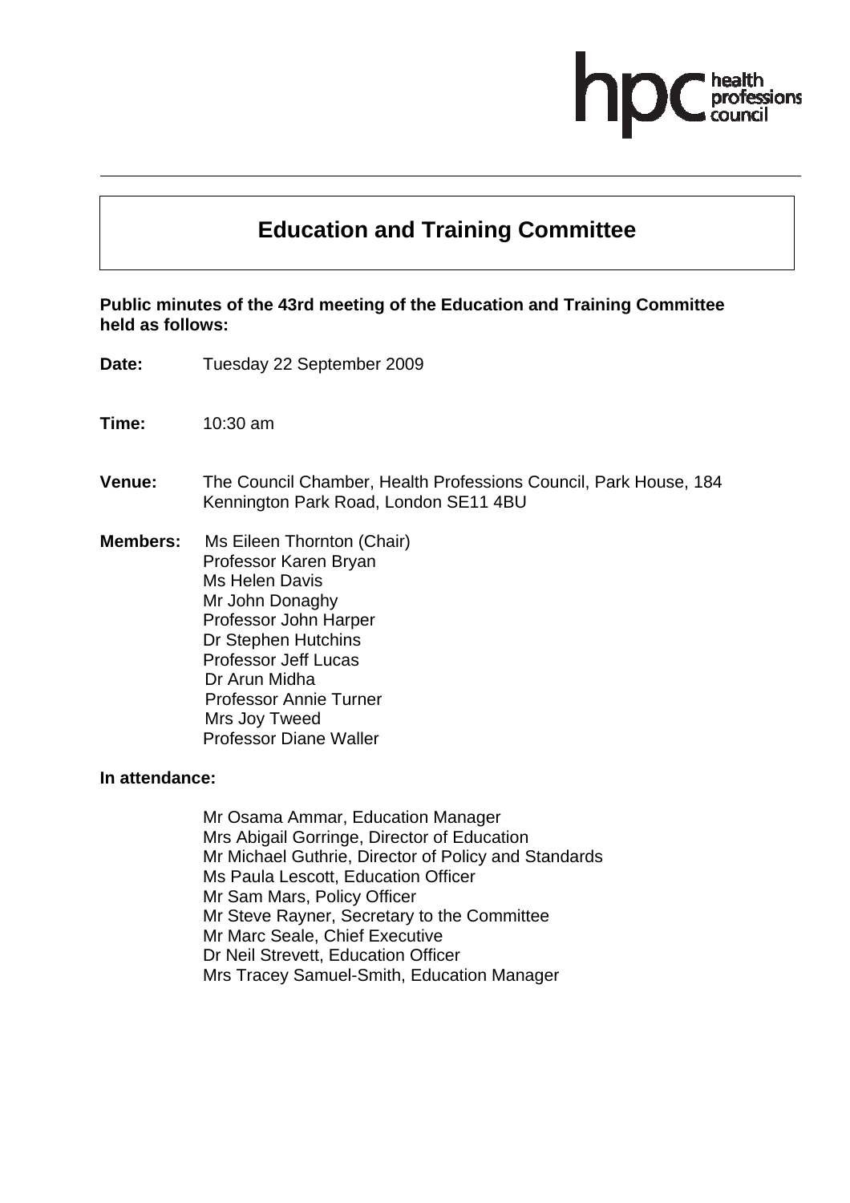# Education and Training Committee

**Public minutes of the 43rd meeting of the Education and Training Committee held as follows:**

**Date:** Tuesday 22 September 2009

**Time:** 10:30 am

**Venue:** The Council Chamber, Health Professions Council, Park House, 184 Kennington Park Road, London SE11 4BU

**Members:** Ms Eileen Thornton (Chair)
Professor Karen Bryan
Ms Helen Davis
Mr John Donaghy
Professor John Harper
Dr Stephen Hutchins
Professor Jeff Lucas
Dr Arun Midha
Professor Annie Turner
Mrs Joy Tweed
Professor Diane Waller

**In attendance:**

Mr Osama Ammar, Education Manager
Mrs Abigail Gorringe, Director of Education
Mr Michael Guthrie, Director of Policy and Standards
Ms Paula Lescott, Education Officer
Mr Sam Mars, Policy Officer
Mr Steve Rayner, Secretary to the Committee
Mr Marc Seale, Chief Executive
Dr Neil Strevett, Education Officer
Mrs Tracey Samuel-Smith, Education Manager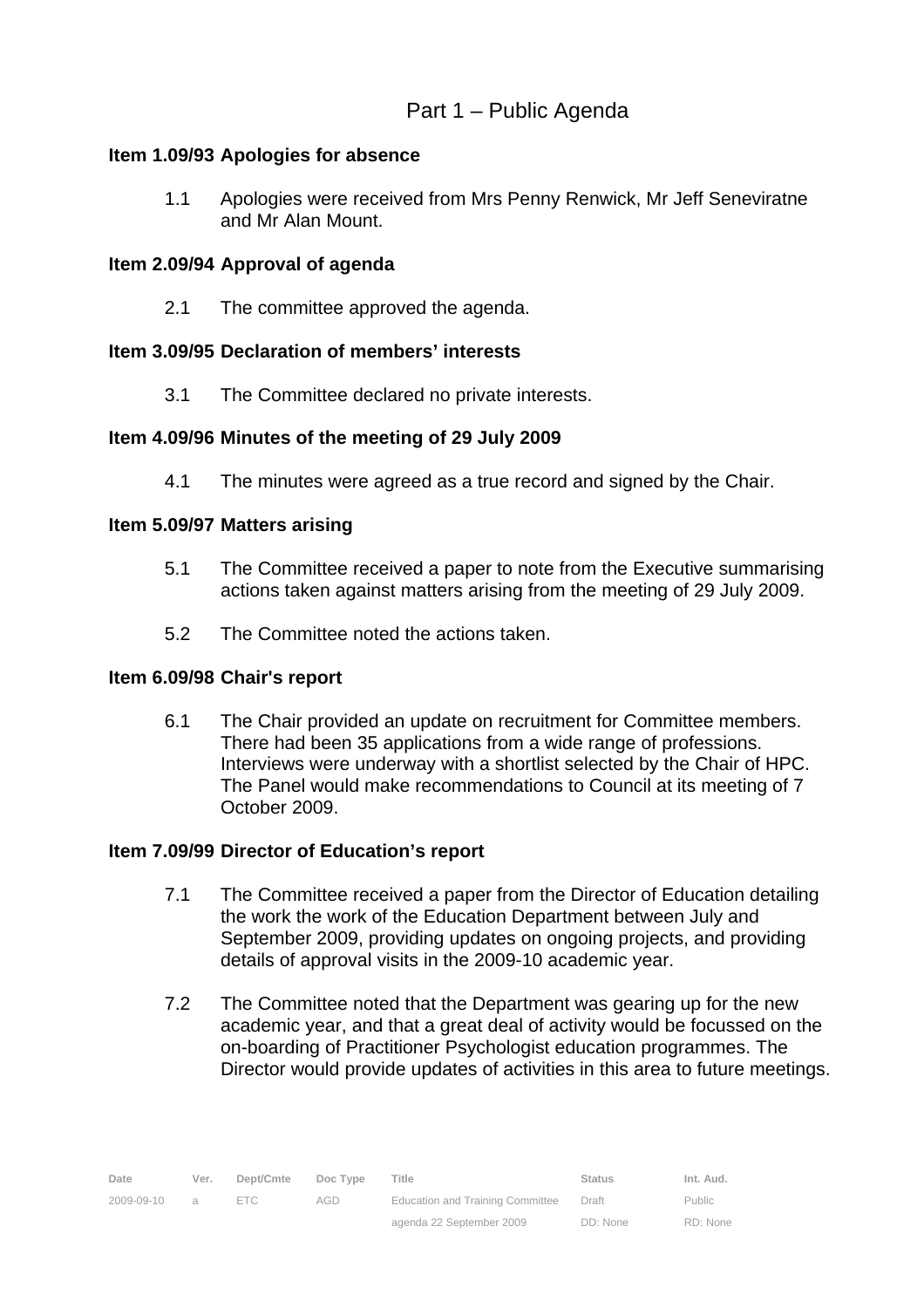## Part 1 – Public Agenda

**Item 1.09/93 Apologies for absence**

1.1 Apologies were received from Mrs Penny Renwick, Mr Jeff Seneviratne and Mr Alan Mount.

**Item 2.09/94 Approval of agenda**

2.1 The committee approved the agenda.

**Item 3.09/95 Declaration of members' interests**

3.1 The Committee declared no private interests.

**Item 4.09/96 Minutes of the meeting of 29 July 2009**

4.1 The minutes were agreed as a true record and signed by the Chair.

**Item 5.09/97 Matters arising**

5.1 The Committee received a paper to note from the Executive summarising actions taken against matters arising from the meeting of 29 July 2009.

5.2 The Committee noted the actions taken.

**Item 6.09/98 Chair's report**

6.1 The Chair provided an update on recruitment for Committee members. There had been 35 applications from a wide range of professions. Interviews were underway with a shortlist selected by the Chair of HPC. The Panel would make recommendations to Council at its meeting of 7 October 2009.

**Item 7.09/99 Director of Education's report**

7.1 The Committee received a paper from the Director of Education detailing the work the work of the Education Department between July and September 2009, providing updates on ongoing projects, and providing details of approval visits in the 2009-10 academic year.

7.2 The Committee noted that the Department was gearing up for the new academic year, and that a great deal of activity would be focussed on the on-boarding of Practitioner Psychologist education programmes. The Director would provide updates of activities in this area to future meetings.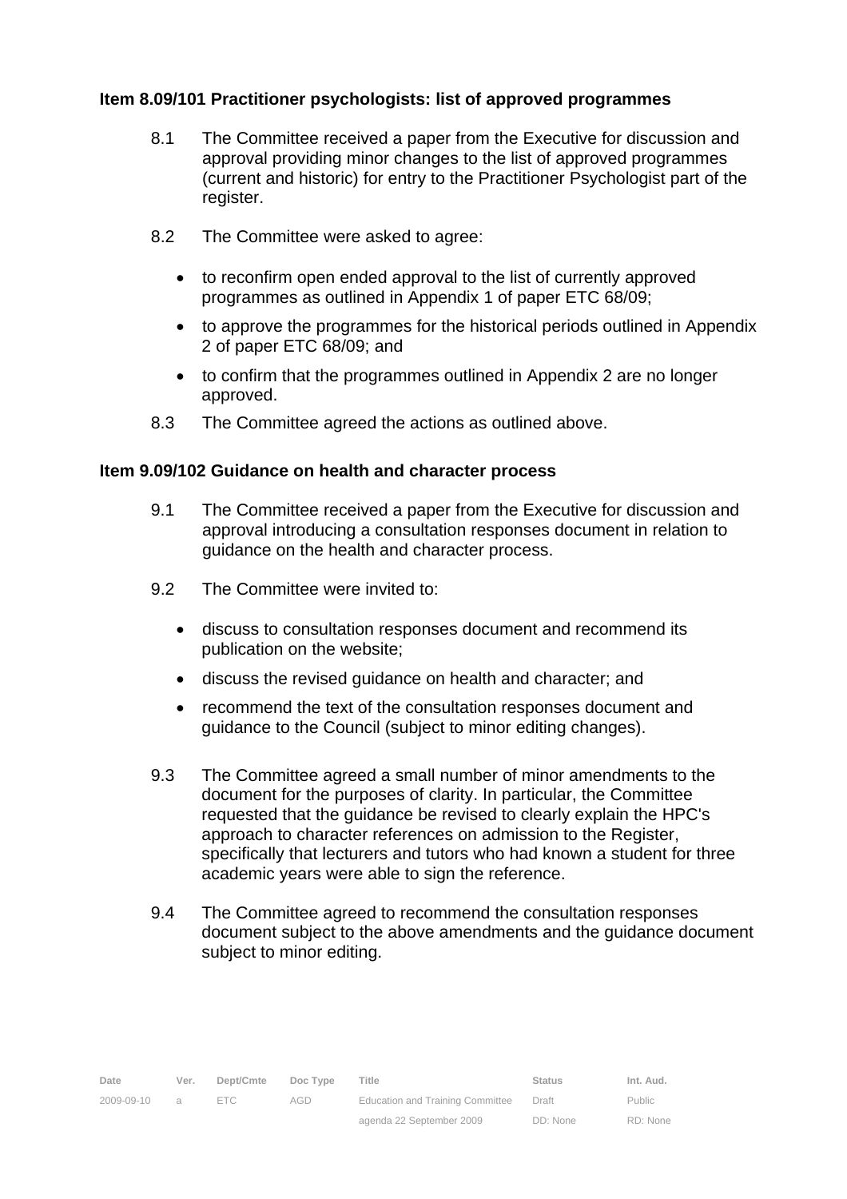**Item 8.09/101 Practitioner psychologists: list of approved programmes**

8.1 The Committee received a paper from the Executive for discussion and approval providing minor changes to the list of approved programmes (current and historic) for entry to the Practitioner Psychologist part of the register.

8.2 The Committee were asked to agree:

- to reconfirm open ended approval to the list of currently approved programmes as outlined in Appendix 1 of paper ETC 68/09;
- to approve the programmes for the historical periods outlined in Appendix 2 of paper ETC 68/09; and
- to confirm that the programmes outlined in Appendix 2 are no longer approved.

8.3 The Committee agreed the actions as outlined above.

**Item 9.09/102 Guidance on health and character process**

9.1 The Committee received a paper from the Executive for discussion and approval introducing a consultation responses document in relation to guidance on the health and character process.

9.2 The Committee were invited to:

- discuss to consultation responses document and recommend its publication on the website;
- discuss the revised guidance on health and character; and
- recommend the text of the consultation responses document and guidance to the Council (subject to minor editing changes).

9.3 The Committee agreed a small number of minor amendments to the document for the purposes of clarity. In particular, the Committee requested that the guidance be revised to clearly explain the HPC's approach to character references on admission to the Register, specifically that lecturers and tutors who had known a student for three academic years were able to sign the reference.

9.4 The Committee agreed to recommend the consultation responses document subject to the above amendments and the guidance document subject to minor editing.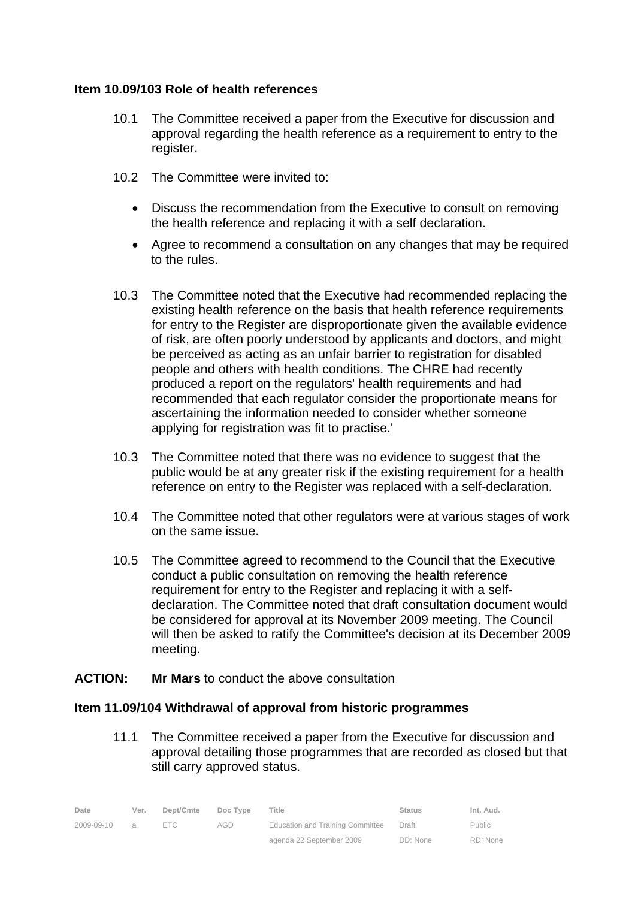**Item 10.09/103 Role of health references**

10.1 The Committee received a paper from the Executive for discussion and approval regarding the health reference as a requirement to entry to the register.

10.2 The Committee were invited to:

- Discuss the recommendation from the Executive to consult on removing the health reference and replacing it with a self declaration.
- Agree to recommend a consultation on any changes that may be required to the rules.

10.3 The Committee noted that the Executive had recommended replacing the existing health reference on the basis that health reference requirements for entry to the Register are disproportionate given the available evidence of risk, are often poorly understood by applicants and doctors, and might be perceived as acting as an unfair barrier to registration for disabled people and others with health conditions. The CHRE had recently produced a report on the regulators' health requirements and had recommended that each regulator consider the proportionate means for ascertaining the information needed to consider whether someone applying for registration was fit to practise.'

10.3 The Committee noted that there was no evidence to suggest that the public would be at any greater risk if the existing requirement for a health reference on entry to the Register was replaced with a self-declaration.

10.4 The Committee noted that other regulators were at various stages of work on the same issue.

10.5 The Committee agreed to recommend to the Council that the Executive conduct a public consultation on removing the health reference requirement for entry to the Register and replacing it with a self-declaration. The Committee noted that draft consultation document would be considered for approval at its November 2009 meeting. The Council will then be asked to ratify the Committee's decision at its December 2009 meeting.

**ACTION:** **Mr Mars** to conduct the above consultation

**Item 11.09/104 Withdrawal of approval from historic programmes**

11.1 The Committee received a paper from the Executive for discussion and approval detailing those programmes that are recorded as closed but that still carry approved status.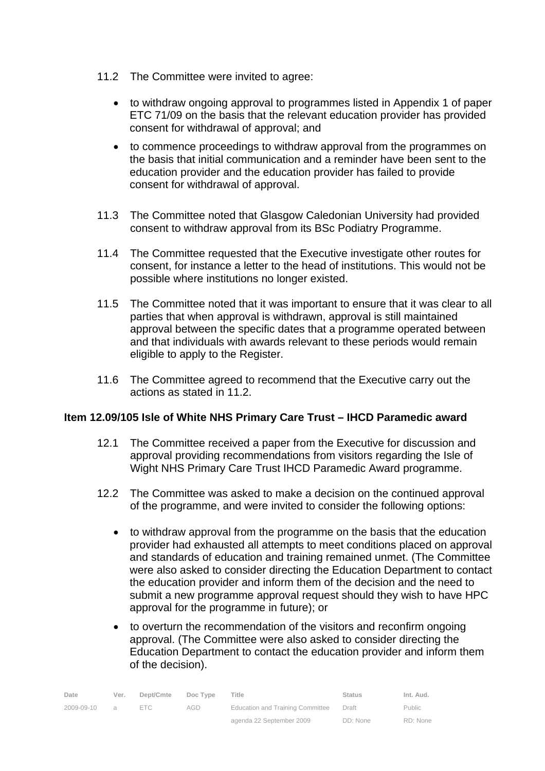11.2 The Committee were invited to agree:

- to withdraw ongoing approval to programmes listed in Appendix 1 of paper ETC 71/09 on the basis that the relevant education provider has provided consent for withdrawal of approval; and
- to commence proceedings to withdraw approval from the programmes on the basis that initial communication and a reminder have been sent to the education provider and the education provider has failed to provide consent for withdrawal of approval.

11.3 The Committee noted that Glasgow Caledonian University had provided consent to withdraw approval from its BSc Podiatry Programme.

11.4 The Committee requested that the Executive investigate other routes for consent, for instance a letter to the head of institutions. This would not be possible where institutions no longer existed.

11.5 The Committee noted that it was important to ensure that it was clear to all parties that when approval is withdrawn, approval is still maintained approval between the specific dates that a programme operated between and that individuals with awards relevant to these periods would remain eligible to apply to the Register.

11.6 The Committee agreed to recommend that the Executive carry out the actions as stated in 11.2.

**Item 12.09/105 Isle of White NHS Primary Care Trust – IHCD Paramedic award**

12.1 The Committee received a paper from the Executive for discussion and approval providing recommendations from visitors regarding the Isle of Wight NHS Primary Care Trust IHCD Paramedic Award programme.

12.2 The Committee was asked to make a decision on the continued approval of the programme, and were invited to consider the following options:

- to withdraw approval from the programme on the basis that the education provider had exhausted all attempts to meet conditions placed on approval and standards of education and training remained unmet. (The Committee were also asked to consider directing the Education Department to contact the education provider and inform them of the decision and the need to submit a new programme approval request should they wish to have HPC approval for the programme in future); or
- to overturn the recommendation of the visitors and reconfirm ongoing approval. (The Committee were also asked to consider directing the Education Department to contact the education provider and inform them of the decision).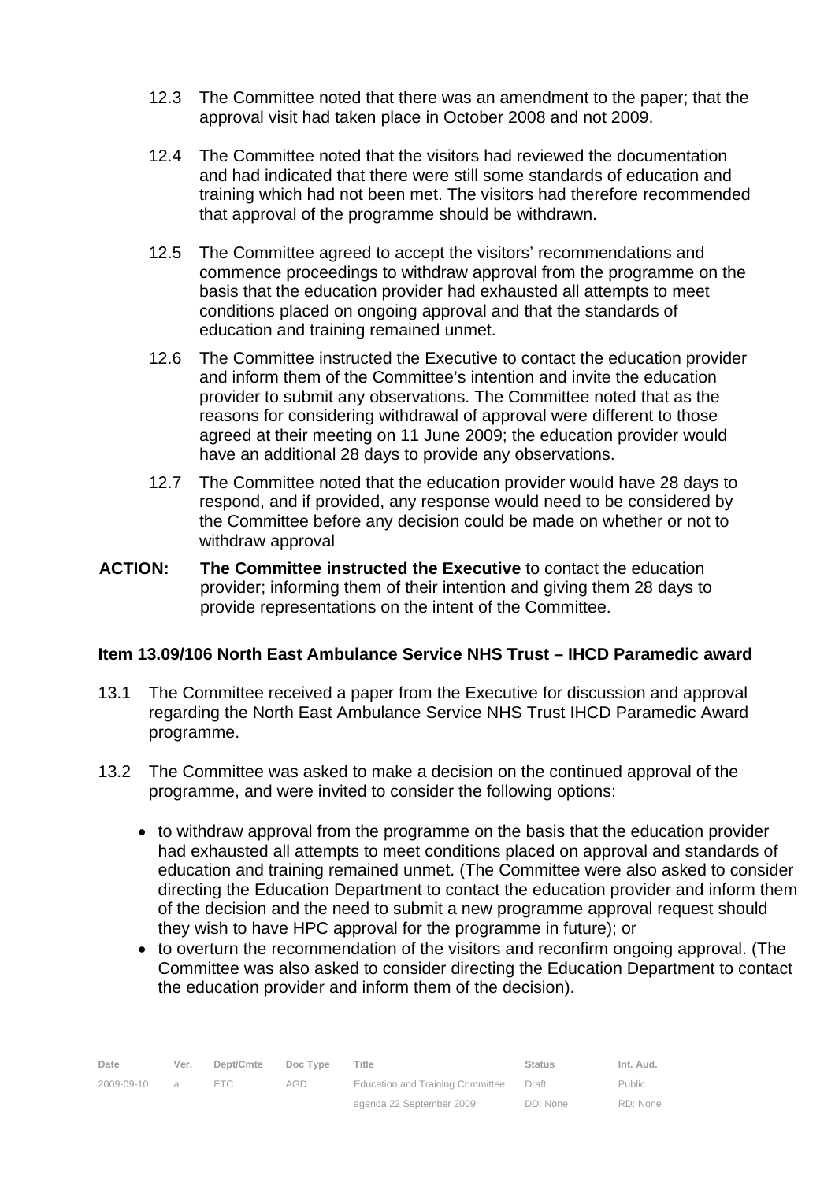12.3 The Committee noted that there was an amendment to the paper; that the approval visit had taken place in October 2008 and not 2009.

12.4 The Committee noted that the visitors had reviewed the documentation and had indicated that there were still some standards of education and training which had not been met. The visitors had therefore recommended that approval of the programme should be withdrawn.

12.5 The Committee agreed to accept the visitors' recommendations and commence proceedings to withdraw approval from the programme on the basis that the education provider had exhausted all attempts to meet conditions placed on ongoing approval and that the standards of education and training remained unmet.

12.6 The Committee instructed the Executive to contact the education provider and inform them of the Committee's intention and invite the education provider to submit any observations. The Committee noted that as the reasons for considering withdrawal of approval were different to those agreed at their meeting on 11 June 2009; the education provider would have an additional 28 days to provide any observations.

12.7 The Committee noted that the education provider would have 28 days to respond, and if provided, any response would need to be considered by the Committee before any decision could be made on whether or not to withdraw approval

**ACTION:** **The Committee instructed the Executive** to contact the education provider; informing them of their intention and giving them 28 days to provide representations on the intent of the Committee.

**Item 13.09/106 North East Ambulance Service NHS Trust – IHCD Paramedic award**

13.1 The Committee received a paper from the Executive for discussion and approval regarding the North East Ambulance Service NHS Trust IHCD Paramedic Award programme.

13.2 The Committee was asked to make a decision on the continued approval of the programme, and were invited to consider the following options:

- to withdraw approval from the programme on the basis that the education provider had exhausted all attempts to meet conditions placed on approval and standards of education and training remained unmet. (The Committee were also asked to consider directing the Education Department to contact the education provider and inform them of the decision and the need to submit a new programme approval request should they wish to have HPC approval for the programme in future); or
- to overturn the recommendation of the visitors and reconfirm ongoing approval. (The Committee was also asked to consider directing the Education Department to contact the education provider and inform them of the decision).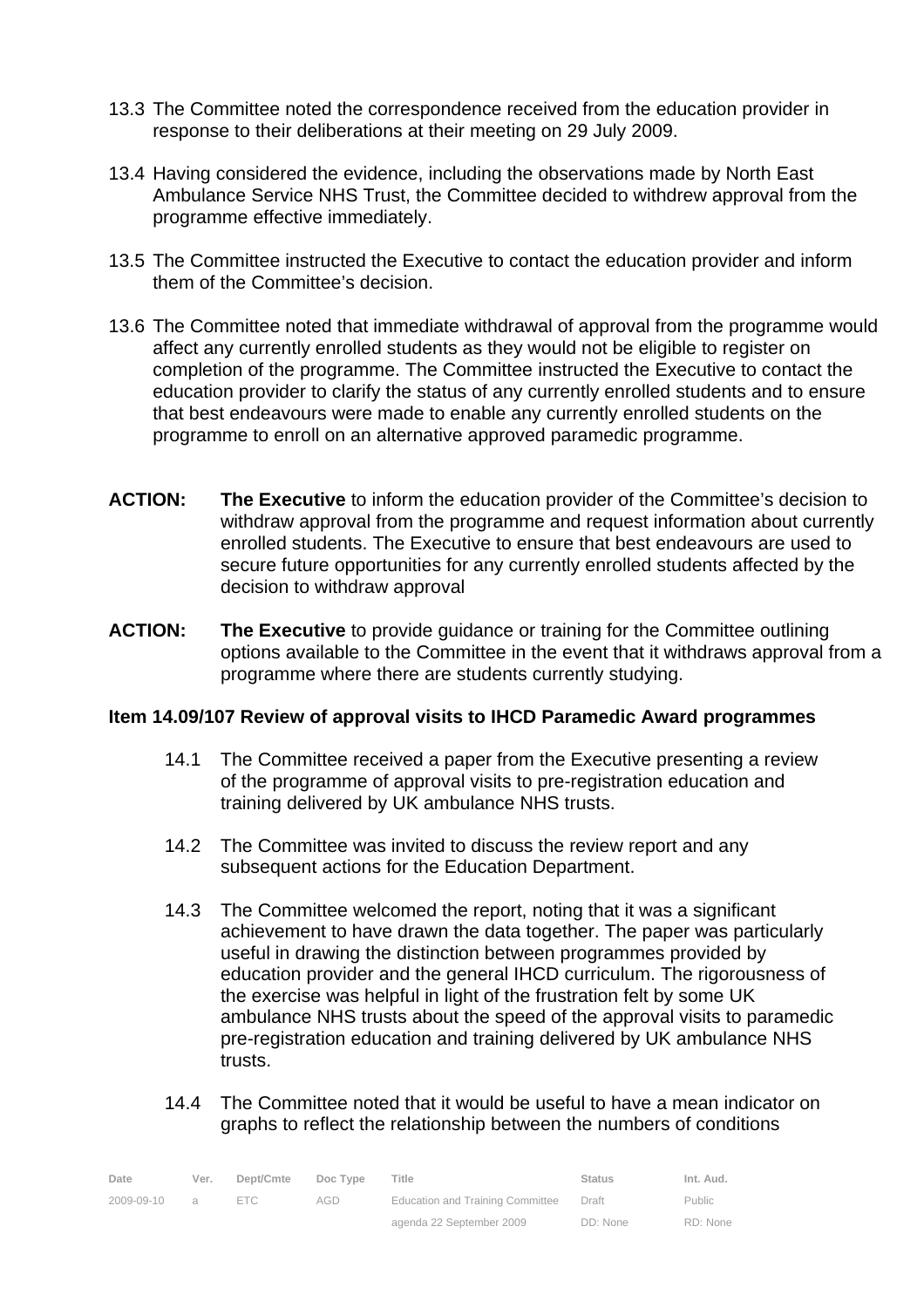13.3 The Committee noted the correspondence received from the education provider in response to their deliberations at their meeting on 29 July 2009.

13.4 Having considered the evidence, including the observations made by North East Ambulance Service NHS Trust, the Committee decided to withdrew approval from the programme effective immediately.

13.5 The Committee instructed the Executive to contact the education provider and inform them of the Committee's decision.

13.6 The Committee noted that immediate withdrawal of approval from the programme would affect any currently enrolled students as they would not be eligible to register on completion of the programme. The Committee instructed the Executive to contact the education provider to clarify the status of any currently enrolled students and to ensure that best endeavours were made to enable any currently enrolled students on the programme to enroll on an alternative approved paramedic programme.

**ACTION:** **The Executive** to inform the education provider of the Committee's decision to withdraw approval from the programme and request information about currently enrolled students. The Executive to ensure that best endeavours are used to secure future opportunities for any currently enrolled students affected by the decision to withdraw approval

**ACTION:** **The Executive** to provide guidance or training for the Committee outlining options available to the Committee in the event that it withdraws approval from a programme where there are students currently studying.

**Item 14.09/107 Review of approval visits to IHCD Paramedic Award programmes**

14.1 The Committee received a paper from the Executive presenting a review of the programme of approval visits to pre-registration education and training delivered by UK ambulance NHS trusts.

14.2 The Committee was invited to discuss the review report and any subsequent actions for the Education Department.

14.3 The Committee welcomed the report, noting that it was a significant achievement to have drawn the data together. The paper was particularly useful in drawing the distinction between programmes provided by education provider and the general IHCD curriculum. The rigorousness of the exercise was helpful in light of the frustration felt by some UK ambulance NHS trusts about the speed of the approval visits to paramedic pre-registration education and training delivered by UK ambulance NHS trusts.

14.4 The Committee noted that it would be useful to have a mean indicator on graphs to reflect the relationship between the numbers of conditions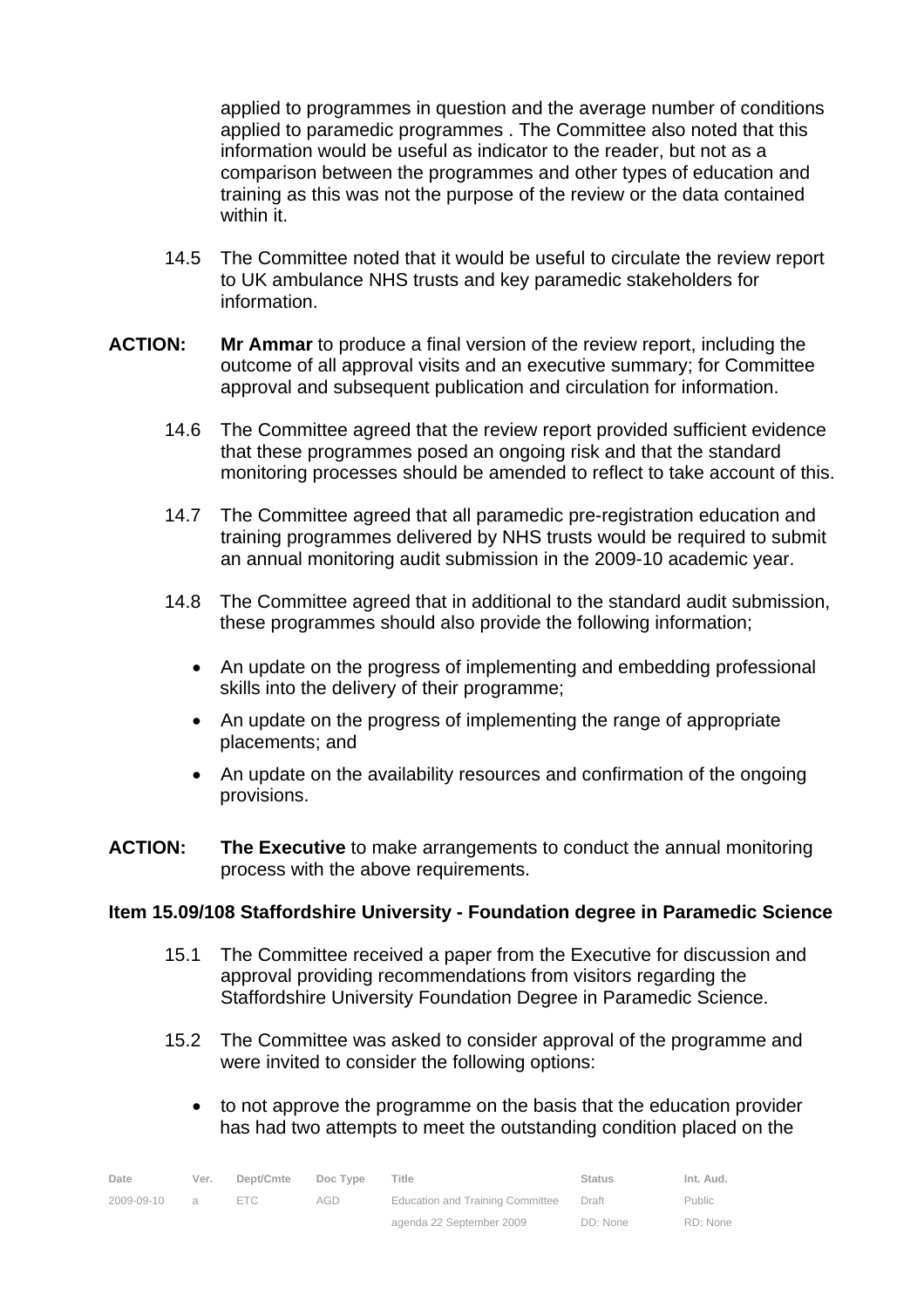applied to programmes in question and the average number of conditions applied to paramedic programmes . The Committee also noted that this information would be useful as indicator to the reader, but not as a comparison between the programmes and other types of education and training as this was not the purpose of the review or the data contained within it.

14.5 The Committee noted that it would be useful to circulate the review report to UK ambulance NHS trusts and key paramedic stakeholders for information.

**ACTION:** **Mr Ammar** to produce a final version of the review report, including the outcome of all approval visits and an executive summary; for Committee approval and subsequent publication and circulation for information.

14.6 The Committee agreed that the review report provided sufficient evidence that these programmes posed an ongoing risk and that the standard monitoring processes should be amended to reflect to take account of this.

14.7 The Committee agreed that all paramedic pre-registration education and training programmes delivered by NHS trusts would be required to submit an annual monitoring audit submission in the 2009-10 academic year.

14.8 The Committee agreed that in additional to the standard audit submission, these programmes should also provide the following information;

- An update on the progress of implementing and embedding professional skills into the delivery of their programme;
- An update on the progress of implementing the range of appropriate placements; and
- An update on the availability resources and confirmation of the ongoing provisions.

**ACTION:** **The Executive** to make arrangements to conduct the annual monitoring process with the above requirements.

**Item 15.09/108 Staffordshire University - Foundation degree in Paramedic Science**

15.1 The Committee received a paper from the Executive for discussion and approval providing recommendations from visitors regarding the Staffordshire University Foundation Degree in Paramedic Science.

15.2 The Committee was asked to consider approval of the programme and were invited to consider the following options:

- to not approve the programme on the basis that the education provider has had two attempts to meet the outstanding condition placed on the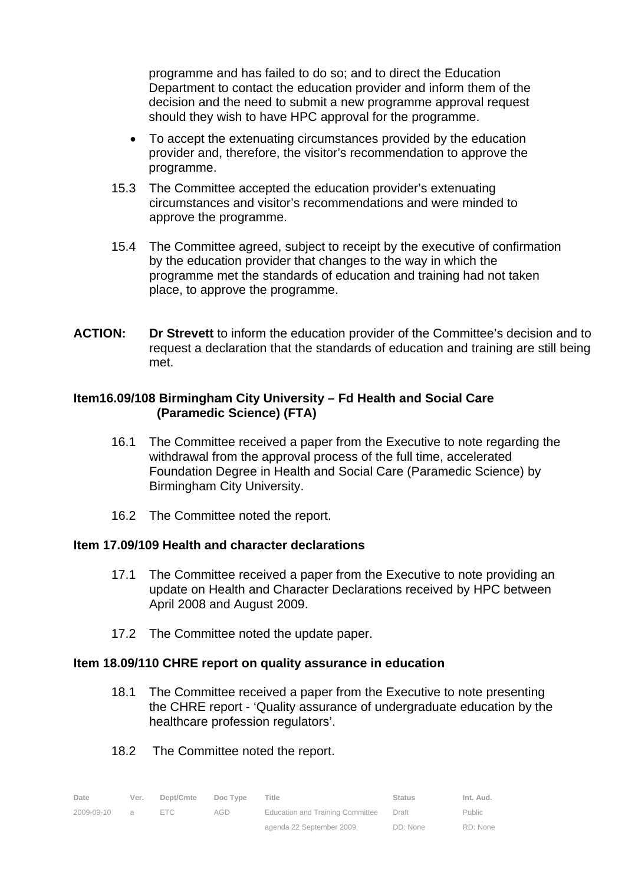programme and has failed to do so; and to direct the Education Department to contact the education provider and inform them of the decision and the need to submit a new programme approval request should they wish to have HPC approval for the programme.

- To accept the extenuating circumstances provided by the education provider and, therefore, the visitor's recommendation to approve the programme.

15.3 The Committee accepted the education provider's extenuating circumstances and visitor's recommendations and were minded to approve the programme.

15.4 The Committee agreed, subject to receipt by the executive of confirmation by the education provider that changes to the way in which the programme met the standards of education and training had not taken place, to approve the programme.

**ACTION:** **Dr Strevett** to inform the education provider of the Committee's decision and to request a declaration that the standards of education and training are still being met.

**Item16.09/108 Birmingham City University – Fd Health and Social Care (Paramedic Science) (FTA)**

16.1 The Committee received a paper from the Executive to note regarding the withdrawal from the approval process of the full time, accelerated Foundation Degree in Health and Social Care (Paramedic Science) by Birmingham City University.

16.2 The Committee noted the report.

**Item 17.09/109 Health and character declarations**

17.1 The Committee received a paper from the Executive to note providing an update on Health and Character Declarations received by HPC between April 2008 and August 2009.

17.2 The Committee noted the update paper.

**Item 18.09/110 CHRE report on quality assurance in education**

18.1 The Committee received a paper from the Executive to note presenting the CHRE report - 'Quality assurance of undergraduate education by the healthcare profession regulators'.

18.2 The Committee noted the report.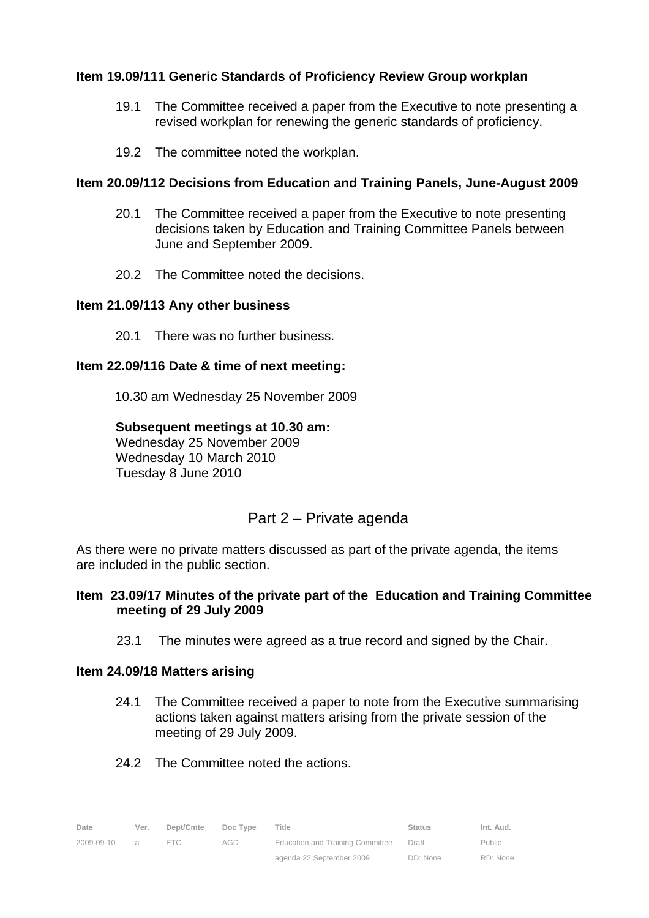**Item 19.09/111 Generic Standards of Proficiency Review Group workplan**

19.1 The Committee received a paper from the Executive to note presenting a revised workplan for renewing the generic standards of proficiency.

19.2 The committee noted the workplan.

**Item 20.09/112 Decisions from Education and Training Panels, June-August 2009**

20.1 The Committee received a paper from the Executive to note presenting decisions taken by Education and Training Committee Panels between June and September 2009.

20.2 The Committee noted the decisions.

**Item 21.09/113 Any other business**

20.1 There was no further business.

**Item 22.09/116 Date & time of next meeting:**

10.30 am Wednesday 25 November 2009

**Subsequent meetings at 10.30 am:**
Wednesday 25 November 2009
Wednesday 10 March 2010
Tuesday 8 June 2010

## Part 2 – Private agenda

As there were no private matters discussed as part of the private agenda, the items are included in the public section.

**Item 23.09/17 Minutes of the private part of the Education and Training Committee meeting of 29 July 2009**

23.1 The minutes were agreed as a true record and signed by the Chair.

**Item 24.09/18 Matters arising**

24.1 The Committee received a paper to note from the Executive summarising actions taken against matters arising from the private session of the meeting of 29 July 2009.

24.2 The Committee noted the actions.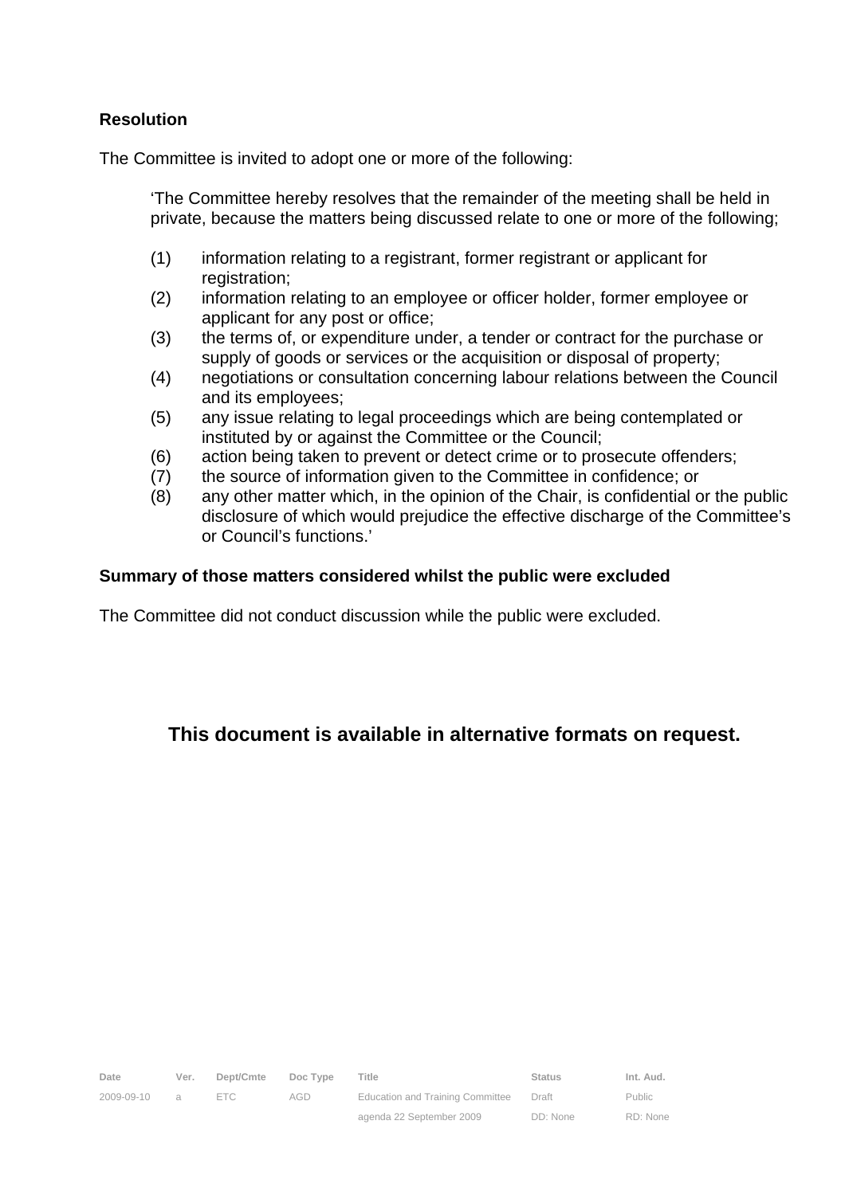**Resolution**

The Committee is invited to adopt one or more of the following:

> 'The Committee hereby resolves that the remainder of the meeting shall be held in private, because the matters being discussed relate to one or more of the following;
>
> (1) information relating to a registrant, former registrant or applicant for registration;
> (2) information relating to an employee or officer holder, former employee or applicant for any post or office;
> (3) the terms of, or expenditure under, a tender or contract for the purchase or supply of goods or services or the acquisition or disposal of property;
> (4) negotiations or consultation concerning labour relations between the Council and its employees;
> (5) any issue relating to legal proceedings which are being contemplated or instituted by or against the Committee or the Council;
> (6) action being taken to prevent or detect crime or to prosecute offenders;
> (7) the source of information given to the Committee in confidence; or
> (8) any other matter which, in the opinion of the Chair, is confidential or the public disclosure of which would prejudice the effective discharge of the Committee's or Council's functions.'

**Summary of those matters considered whilst the public were excluded**

The Committee did not conduct discussion while the public were excluded.

**This document is available in alternative formats on request.**